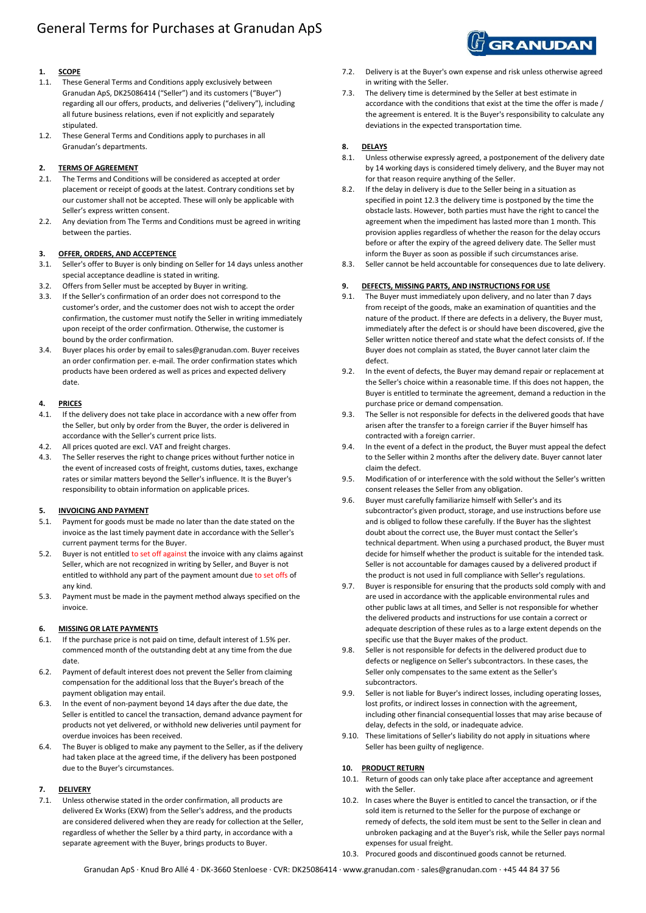# General Terms for Purchases at Granudan ApS

## 1. SCOPE

1.1. These General Terms and Conditions apply exclusively between Granudan ApS, DK25086414 ("Seller") and its customers ("Buyer") regarding all our offers, products, and deliveries ("delivery"), including all future business relations, even if not explicitly and separately stipulated.

1.2. These General Terms and Conditions apply to purchases in all Granudan's departments.

## 2. TERMS OF AGREEMENT

2.1. The Terms and Conditions will be considered as accepted at order placement or receipt of goods at the latest. Contrary conditions set by our customer shall not be accepted. These will only be applicable with Seller's express written consent.

2.2. Any deviation from The Terms and Conditions must be agreed in writing between the parties.

## 3. OFFER, ORDERS, AND ACCEPTENCE

3.1. Seller's offer to Buyer is only binding on Seller for 14 days unless another special acceptance deadline is stated in writing.

3.2. Offers from Seller must be accepted by Buyer in writing.

3.3. If the Seller's confirmation of an order does not correspond to the customer's order, and the customer does not wish to accept the order confirmation, the customer must notify the Seller in writing immediately upon receipt of the order confirmation. Otherwise, the customer is bound by the order confirmation.

3.4. Buyer places his order by email to sales@granudan.com. Buyer receives an order confirmation per. e-mail. The order confirmation states which products have been ordered as well as prices and expected delivery date.

## 4. PRICES

4.1. If the delivery does not take place in accordance with a new offer from the Seller, but only by order from the Buyer, the order is delivered in accordance with the Seller's current price lists.

4.2. All prices quoted are excl. VAT and freight charges.

4.3. The Seller reserves the right to change prices without further notice in the event of increased costs of freight, customs duties, taxes, exchange rates or similar matters beyond the Seller's influence. It is the Buyer's responsibility to obtain information on applicable prices.

## 5. INVOICING AND PAYMENT

5.1. Payment for goods must be made no later than the date stated on the invoice as the last timely payment date in accordance with the Seller's current payment terms for the Buyer.

5.2. Buyer is not entitled to set off against the invoice with any claims against Seller, which are not recognized in writing by Seller, and Buyer is not entitled to withhold any part of the payment amount due to set offs of any kind.

5.3. Payment must be made in the payment method always specified on the invoice.

## 6. MISSING OR LATE PAYMENTS

6.1. If the purchase price is not paid on time, default interest of 1.5% per. commenced month of the outstanding debt at any time from the due date.

6.2. Payment of default interest does not prevent the Seller from claiming compensation for the additional loss that the Buyer's breach of the payment obligation may entail.

6.3. In the event of non-payment beyond 14 days after the due date, the Seller is entitled to cancel the transaction, demand advance payment for products not yet delivered, or withhold new deliveries until payment for overdue invoices has been received.

6.4. The Buyer is obliged to make any payment to the Seller, as if the delivery had taken place at the agreed time, if the delivery has been postponed due to the Buyer's circumstances.

## 7. DELIVERY

7.1. Unless otherwise stated in the order confirmation, all products are delivered Ex Works (EXW) from the Seller's address, and the products are considered delivered when they are ready for collection at the Seller, regardless of whether the Seller by a third party, in accordance with a separate agreement with the Buyer, brings products to Buyer.

7.2. Delivery is at the Buyer's own expense and risk unless otherwise agreed in writing with the Seller.

7.3. The delivery time is determined by the Seller at best estimate in accordance with the conditions that exist at the time the offer is made / the agreement is entered. It is the Buyer's responsibility to calculate any deviations in the expected transportation time.

## 8. DELAYS

8.1. Unless otherwise expressly agreed, a postponement of the delivery date by 14 working days is considered timely delivery, and the Buyer may not for that reason require anything of the Seller.

8.2. If the delay in delivery is due to the Seller being in a situation as specified in point 12.3 the delivery time is postponed by the time the obstacle lasts. However, both parties must have the right to cancel the agreement when the impediment has lasted more than 1 month. This provision applies regardless of whether the reason for the delay occurs before or after the expiry of the agreed delivery date. The Seller must inform the Buyer as soon as possible if such circumstances arise.

8.3. Seller cannot be held accountable for consequences due to late delivery.

## 9. DEFECTS, MISSING PARTS, AND INSTRUCTIONS FOR USE

9.1. The Buyer must immediately upon delivery, and no later than 7 days from receipt of the goods, make an examination of quantities and the nature of the product. If there are defects in a delivery, the Buyer must, immediately after the defect is or should have been discovered, give the Seller written notice thereof and state what the defect consists of. If the Buyer does not complain as stated, the Buyer cannot later claim the defect.

9.2. In the event of defects, the Buyer may demand repair or replacement at the Seller's choice within a reasonable time. If this does not happen, the Buyer is entitled to terminate the agreement, demand a reduction in the purchase price or demand compensation.

9.3. The Seller is not responsible for defects in the delivered goods that have arisen after the transfer to a foreign carrier if the Buyer himself has contracted with a foreign carrier.

9.4. In the event of a defect in the product, the Buyer must appeal the defect to the Seller within 2 months after the delivery date. Buyer cannot later claim the defect.

9.5. Modification of or interference with the sold without the Seller's written consent releases the Seller from any obligation.

9.6. Buyer must carefully familiarize himself with Seller's and its subcontractor's given product, storage, and use instructions before use and is obliged to follow these carefully. If the Buyer has the slightest doubt about the correct use, the Buyer must contact the Seller's technical department. When using a purchased product, the Buyer must decide for himself whether the product is suitable for the intended task. Seller is not accountable for damages caused by a delivered product if the product is not used in full compliance with Seller's regulations.

9.7. Buyer is responsible for ensuring that the products sold comply with and are used in accordance with the applicable environmental rules and other public laws at all times, and Seller is not responsible for whether the delivered products and instructions for use contain a correct or adequate description of these rules as to a large extent depends on the specific use that the Buyer makes of the product.

9.8. Seller is not responsible for defects in the delivered product due to defects or negligence on Seller's subcontractors. In these cases, the Seller only compensates to the same extent as the Seller's subcontractors.

9.9. Seller is not liable for Buyer's indirect losses, including operating losses, lost profits, or indirect losses in connection with the agreement, including other financial consequential losses that may arise because of delay, defects in the sold, or inadequate advice.

9.10. These limitations of Seller's liability do not apply in situations where Seller has been guilty of negligence.

## 10. PRODUCT RETURN

10.1. Return of goods can only take place after acceptance and agreement with the Seller.

10.2. In cases where the Buyer is entitled to cancel the transaction, or if the sold item is returned to the Seller for the purpose of exchange or remedy of defects, the sold item must be sent to the Seller in clean and unbroken packaging and at the Buyer's risk, while the Seller pays normal expenses for usual freight.

10.3. Procured goods and discontinued goods cannot be returned.

Granudan ApS · Knud Bro Allé 4 · DK-3660 Stenloese · CVR: DK25086414 · www.granudan.com · sales@granudan.com · +45 44 84 37 56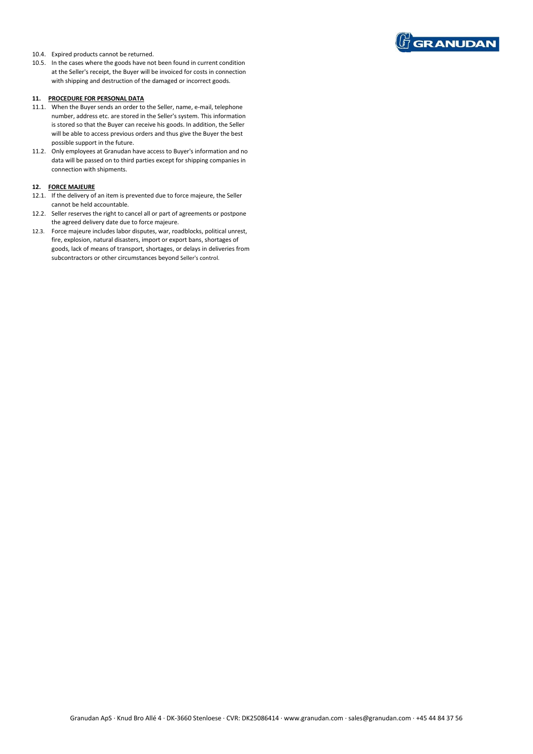10.4. Expired products cannot be returned.

10.5. In the cases where the goods have not been found in current condition at the Seller's receipt, the Buyer will be invoiced for costs in connection with shipping and destruction of the damaged or incorrect goods.

## 11. PROCEDURE FOR PERSONAL DATA

11.1. When the Buyer sends an order to the Seller, name, e-mail, telephone number, address etc. are stored in the Seller's system. This information is stored so that the Buyer can receive his goods. In addition, the Seller will be able to access previous orders and thus give the Buyer the best possible support in the future.

11.2. Only employees at Granudan have access to Buyer's information and no data will be passed on to third parties except for shipping companies in connection with shipments.

## 12. FORCE MAJEURE

12.1. If the delivery of an item is prevented due to force majeure, the Seller cannot be held accountable.

12.2. Seller reserves the right to cancel all or part of agreements or postpone the agreed delivery date due to force majeure.

12.3. Force majeure includes labor disputes, war, roadblocks, political unrest, fire, explosion, natural disasters, import or export bans, shortages of goods, lack of means of transport, shortages, or delays in deliveries from subcontractors or other circumstances beyond Seller's control.

Granudan ApS · Knud Bro Allé 4 · DK-3660 Stenloese · CVR: DK25086414 · www.granudan.com · sales@granudan.com · +45 44 84 37 56